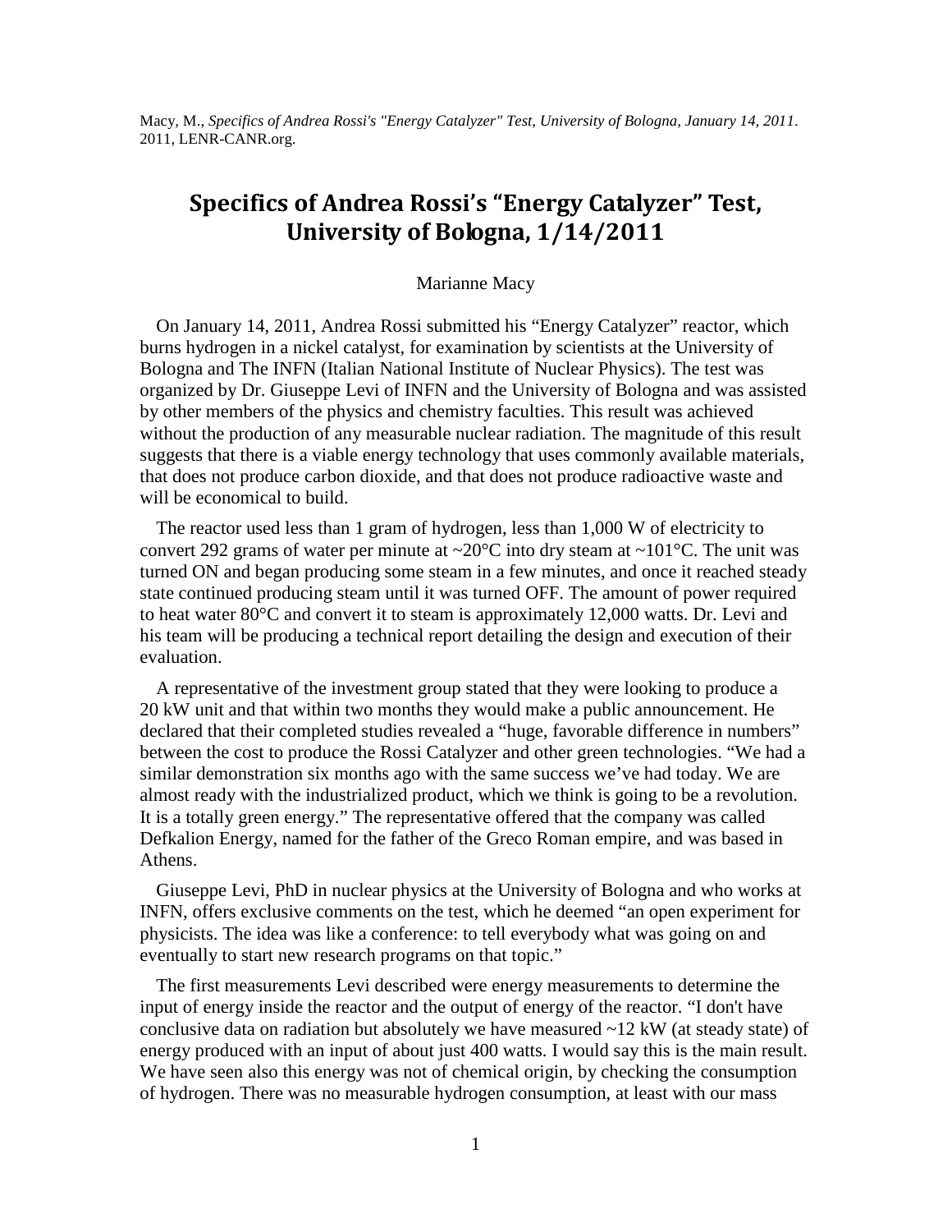Macy, M., *Specifics of Andrea Rossi's "Energy Catalyzer" Test, University of Bologna, January 14, 2011*. 2011, LENR-CANR.org.

# Specifics of Andrea Rossi's "Energy Catalyzer" Test, University of Bologna, 1/14/2011

Marianne Macy

On January 14, 2011, Andrea Rossi submitted his "Energy Catalyzer" reactor, which burns hydrogen in a nickel catalyst, for examination by scientists at the University of Bologna and The INFN (Italian National Institute of Nuclear Physics). The test was organized by Dr. Giuseppe Levi of INFN and the University of Bologna and was assisted by other members of the physics and chemistry faculties. This result was achieved without the production of any measurable nuclear radiation. The magnitude of this result suggests that there is a viable energy technology that uses commonly available materials, that does not produce carbon dioxide, and that does not produce radioactive waste and will be economical to build.

The reactor used less than 1 gram of hydrogen, less than 1,000 W of electricity to convert 292 grams of water per minute at ~20°C into dry steam at ~101°C. The unit was turned ON and began producing some steam in a few minutes, and once it reached steady state continued producing steam until it was turned OFF. The amount of power required to heat water 80°C and convert it to steam is approximately 12,000 watts. Dr. Levi and his team will be producing a technical report detailing the design and execution of their evaluation.

A representative of the investment group stated that they were looking to produce a 20 kW unit and that within two months they would make a public announcement. He declared that their completed studies revealed a "huge, favorable difference in numbers" between the cost to produce the Rossi Catalyzer and other green technologies. "We had a similar demonstration six months ago with the same success we've had today. We are almost ready with the industrialized product, which we think is going to be a revolution. It is a totally green energy." The representative offered that the company was called Defkalion Energy, named for the father of the Greco Roman empire, and was based in Athens.

Giuseppe Levi, PhD in nuclear physics at the University of Bologna and who works at INFN, offers exclusive comments on the test, which he deemed "an open experiment for physicists. The idea was like a conference: to tell everybody what was going on and eventually to start new research programs on that topic."

The first measurements Levi described were energy measurements to determine the input of energy inside the reactor and the output of energy of the reactor. "I don't have conclusive data on radiation but absolutely we have measured ~12 kW (at steady state) of energy produced with an input of about just 400 watts. I would say this is the main result. We have seen also this energy was not of chemical origin, by checking the consumption of hydrogen. There was no measurable hydrogen consumption, at least with our mass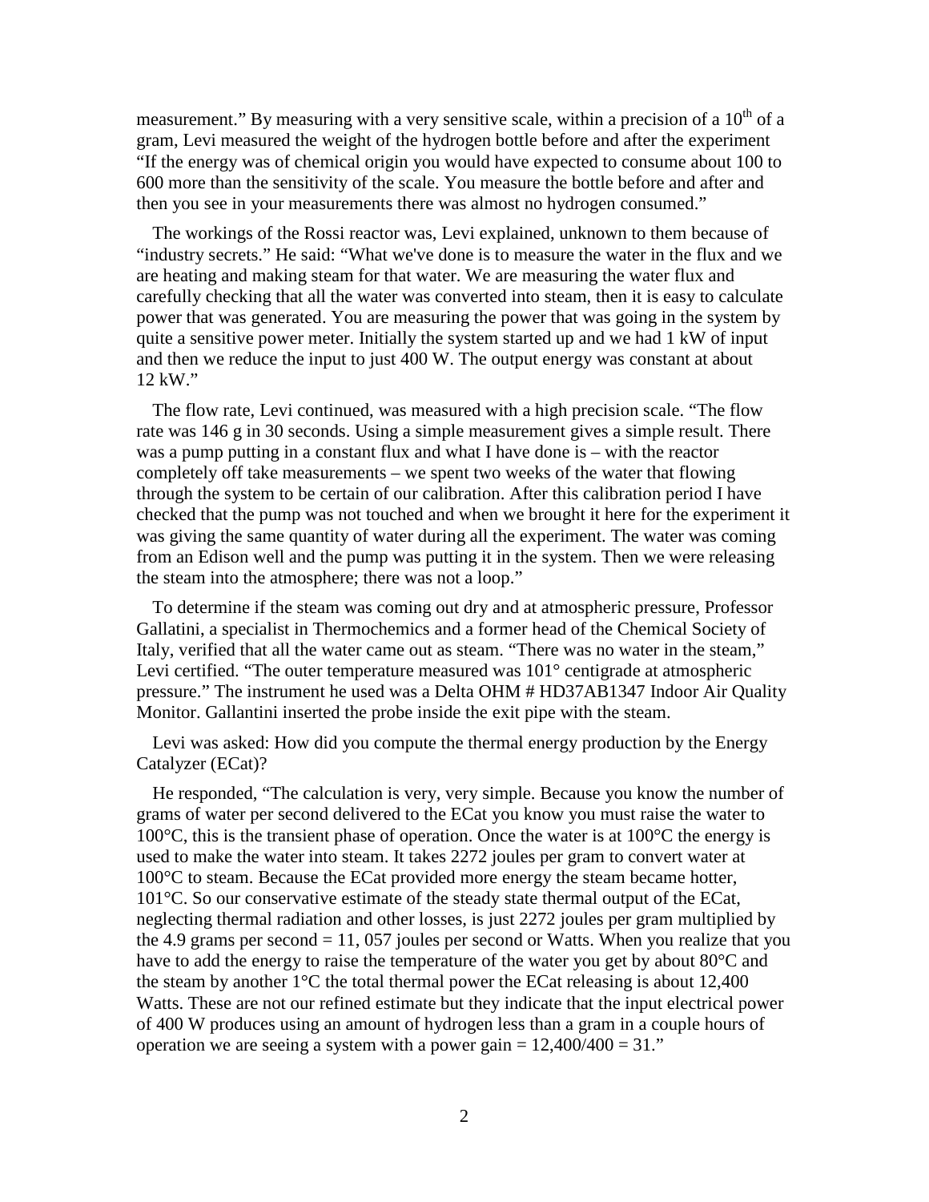measurement." By measuring with a very sensitive scale, within a precision of a $10^{th}$ of a gram, Levi measured the weight of the hydrogen bottle before and after the experiment "If the energy was of chemical origin you would have expected to consume about 100 to 600 more than the sensitivity of the scale. You measure the bottle before and after and then you see in your measurements there was almost no hydrogen consumed."

The workings of the Rossi reactor was, Levi explained, unknown to them because of "industry secrets." He said: "What we've done is to measure the water in the flux and we are heating and making steam for that water. We are measuring the water flux and carefully checking that all the water was converted into steam, then it is easy to calculate power that was generated. You are measuring the power that was going in the system by quite a sensitive power meter. Initially the system started up and we had 1 kW of input and then we reduce the input to just 400 W. The output energy was constant at about 12 kW."

The flow rate, Levi continued, was measured with a high precision scale. "The flow rate was 146 g in 30 seconds. Using a simple measurement gives a simple result. There was a pump putting in a constant flux and what I have done is – with the reactor completely off take measurements – we spent two weeks of the water that flowing through the system to be certain of our calibration. After this calibration period I have checked that the pump was not touched and when we brought it here for the experiment it was giving the same quantity of water during all the experiment. The water was coming from an Edison well and the pump was putting it in the system. Then we were releasing the steam into the atmosphere; there was not a loop."

To determine if the steam was coming out dry and at atmospheric pressure, Professor Gallatini, a specialist in Thermochemics and a former head of the Chemical Society of Italy, verified that all the water came out as steam. "There was no water in the steam," Levi certified. "The outer temperature measured was 101° centigrade at atmospheric pressure." The instrument he used was a Delta OHM # HD37AB1347 Indoor Air Quality Monitor. Gallantini inserted the probe inside the exit pipe with the steam.

Levi was asked: How did you compute the thermal energy production by the Energy Catalyzer (ECat)?

He responded, "The calculation is very, very simple. Because you know the number of grams of water per second delivered to the ECat you know you must raise the water to 100°C, this is the transient phase of operation. Once the water is at 100°C the energy is used to make the water into steam. It takes 2272 joules per gram to convert water at 100°C to steam. Because the ECat provided more energy the steam became hotter, 101°C. So our conservative estimate of the steady state thermal output of the ECat, neglecting thermal radiation and other losses, is just 2272 joules per gram multiplied by the 4.9 grams per second = 11, 057 joules per second or Watts. When you realize that you have to add the energy to raise the temperature of the water you get by about 80°C and the steam by another 1°C the total thermal power the ECat releasing is about 12,400 Watts. These are not our refined estimate but they indicate that the input electrical power of 400 W produces using an amount of hydrogen less than a gram in a couple hours of operation we are seeing a system with a power gain = 12,400/400 = 31."